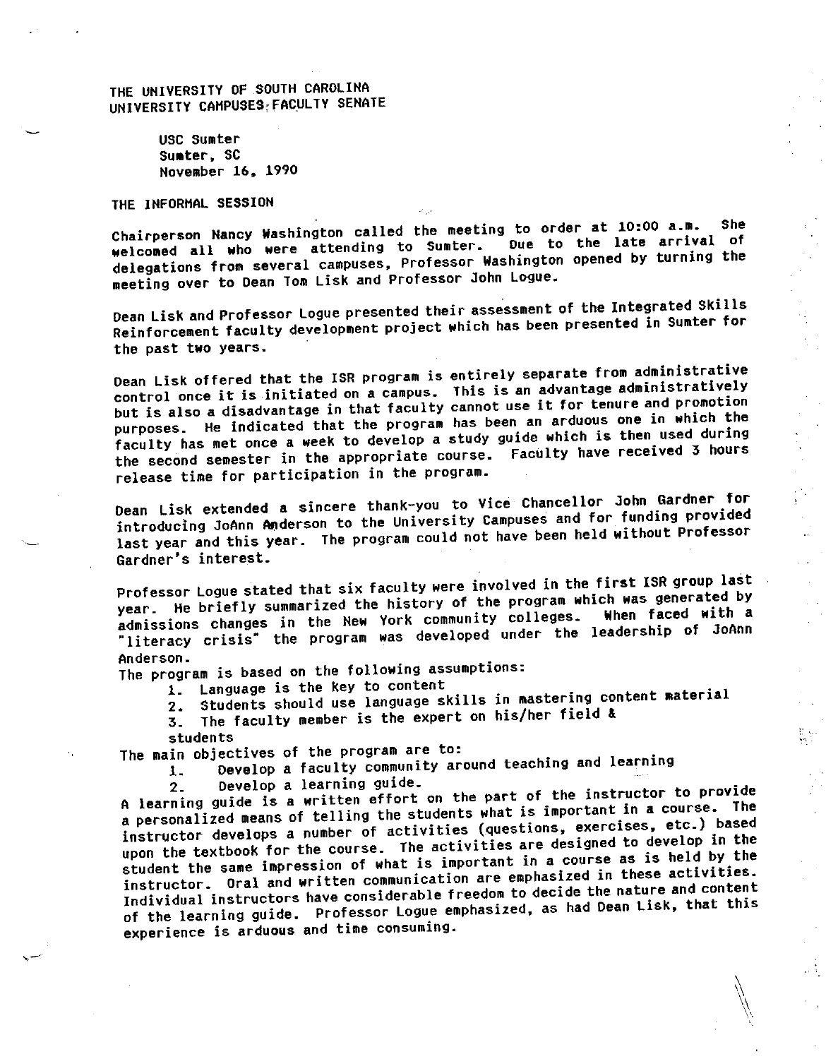THE UNIVERSITY OF SOUTH CAROLINA
UNIVERSITY CAMPUSES FACULTY SENATE

USC Sumter
Sumter, SC
November 16, 1990

## THE INFORMAL SESSION

Chairperson Nancy Washington called the meeting to order at 10:00 a.m. She welcomed all who were attending to Sumter. Due to the late arrival of delegations from several campuses, Professor Washington opened by turning the meeting over to Dean Tom Lisk and Professor John Logue.

Dean Lisk and Professor Logue presented their assessment of the Integrated Skills Reinforcement faculty development project which has been presented in Sumter for the past two years.

Dean Lisk offered that the ISR program is entirely separate from administrative control once it is initiated on a campus. This is an advantage administratively but is also a disadvantage in that faculty cannot use it for tenure and promotion purposes. He indicated that the program has been an arduous one in which the faculty has met once a week to develop a study guide which is then used during the second semester in the appropriate course. Faculty have received 3 hours release time for participation in the program.

Dean Lisk extended a sincere thank-you to Vice Chancellor John Gardner for introducing JoAnn Anderson to the University Campuses and for funding provided last year and this year. The program could not have been held without Professor Gardner's interest.

Professor Logue stated that six faculty were involved in the first ISR group last year. He briefly summarized the history of the program which was generated by admissions changes in the New York community colleges. When faced with a "literacy crisis" the program was developed under the leadership of JoAnn Anderson.

The program is based on the following assumptions:

1. Language is the key to content
2. Students should use language skills in mastering content material
3. The faculty member is the expert on his/her field & students

The main objectives of the program are to:

1. Develop a faculty community around teaching and learning
2. Develop a learning guide.

A learning guide is a written effort on the part of the instructor to provide a personalized means of telling the students what is important in a course. The instructor develops a number of activities (questions, exercises, etc.) based upon the textbook for the course. The activities are designed to develop in the student the same impression of what is important in a course as is held by the instructor. Oral and written communication are emphasized in these activities. Individual instructors have considerable freedom to decide the nature and content of the learning guide. Professor Logue emphasized, as had Dean Lisk, that this experience is arduous and time consuming.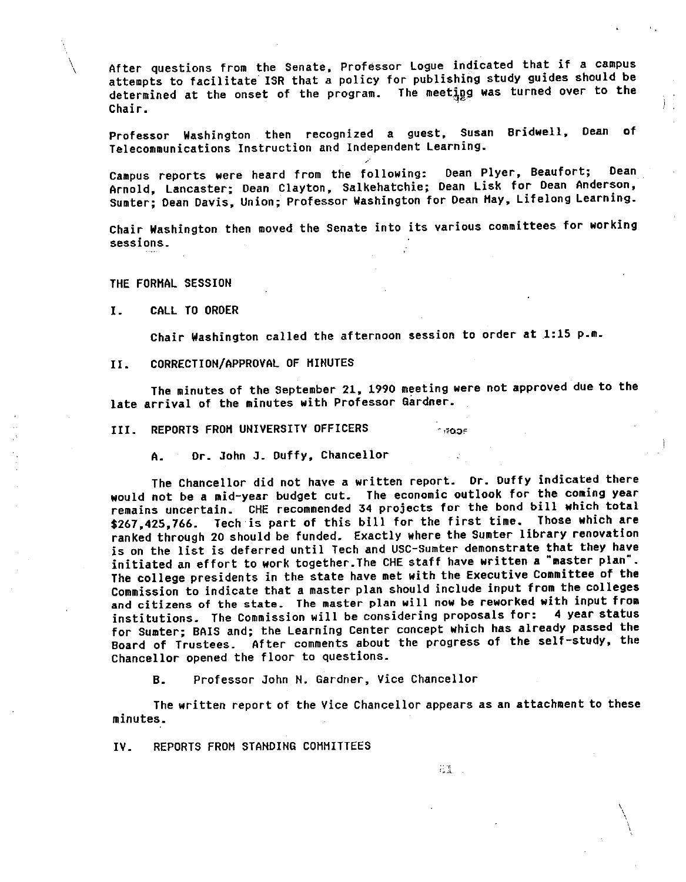After questions from the Senate, Professor Logue indicated that if a campus attempts to facilitate ISR that a policy for publishing study guides should be determined at the onset of the program. The meeting was turned over to the Chair.

Professor Washington then recognized a guest, Susan Bridwell, Dean of Telecommunications Instruction and Independent Learning.

Campus reports were heard from the following: Dean Plyer, Beaufort; Dean Arnold, Lancaster; Dean Clayton, Salkehatchie; Dean Lisk for Dean Anderson, Sumter; Dean Davis, Union; Professor Washington for Dean May, Lifelong Learning.

Chair Washington then moved the Senate into its various committees for working sessions.

THE FORMAL SESSION

I. CALL TO ORDER

Chair Washington called the afternoon session to order at 1:15 p.m.

II. CORRECTION/APPROVAL OF MINUTES

The minutes of the September 21, 1990 meeting were not approved due to the late arrival of the minutes with Professor Gardner.

III. REPORTS FROM UNIVERSITY OFFICERS

A. Dr. John J. Duffy, Chancellor

The Chancellor did not have a written report. Dr. Duffy indicated there would not be a mid-year budget cut. The economic outlook for the coming year remains uncertain. CHE recommended 34 projects for the bond bill which total $267,425,766. Tech is part of this bill for the first time. Those which are ranked through 20 should be funded. Exactly where the Sumter library renovation is on the list is deferred until Tech and USC-Sumter demonstrate that they have initiated an effort to work together.The CHE staff have written a "master plan". The college presidents in the state have met with the Executive Committee of the Commission to indicate that a master plan should include input from the colleges and citizens of the state. The master plan will now be reworked with input from institutions. The Commission will be considering proposals for: 4 year status for Sumter; BAIS and; the Learning Center concept which has already passed the Board of Trustees. After comments about the progress of the self-study, the Chancellor opened the floor to questions.

B. Professor John N. Gardner, Vice Chancellor

The written report of the Vice Chancellor appears as an attachment to these minutes.

IV. REPORTS FROM STANDING COMMITTEES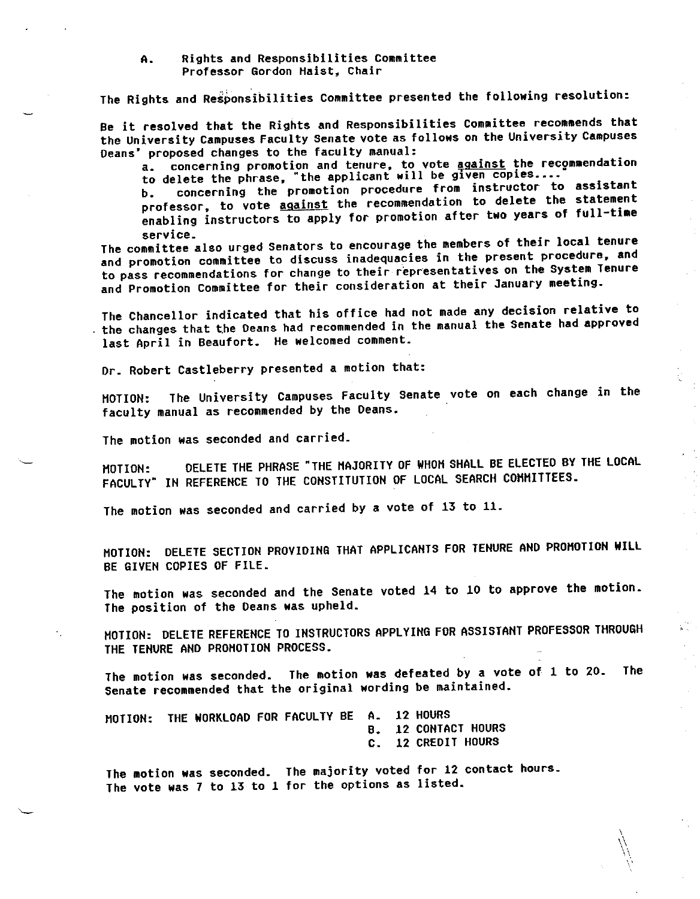A. Rights and Responsibilities Committee
Professor Gordon Haist, Chair

The Rights and Responsibilities Committee presented the following resolution:

Be it resolved that the Rights and Responsibilities Committee recommends that the University Campuses Faculty Senate vote as follows on the University Campuses Deans' proposed changes to the faculty manual:

a. concerning promotion and tenure, to vote <u>against</u> the recommendation to delete the phrase, "the applicant will be given copies...."

b. concerning the promotion procedure from instructor to assistant professor, to vote <u>against</u> the recommendation to delete the statement enabling instructors to apply for promotion after two years of full-time service.

The committee also urged Senators to encourage the members of their local tenure and promotion committee to discuss inadequacies in the present procedure, and to pass recommendations for change to their representatives on the System Tenure and Promotion Committee for their consideration at their January meeting.

The Chancellor indicated that his office had not made any decision relative to the changes that the Deans had recommended in the manual the Senate had approved last April in Beaufort. He welcomed comment.

Dr. Robert Castleberry presented a motion that:

MOTION: The University Campuses Faculty Senate vote on each change in the faculty manual as recommended by the Deans.

The motion was seconded and carried.

MOTION: DELETE THE PHRASE "THE MAJORITY OF WHOM SHALL BE ELECTED BY THE LOCAL FACULTY" IN REFERENCE TO THE CONSTITUTION OF LOCAL SEARCH COMMITTEES.

The motion was seconded and carried by a vote of 13 to 11.

MOTION: DELETE SECTION PROVIDING THAT APPLICANTS FOR TENURE AND PROMOTION WILL BE GIVEN COPIES OF FILE.

The motion was seconded and the Senate voted 14 to 10 to approve the motion. The position of the Deans was upheld.

MOTION: DELETE REFERENCE TO INSTRUCTORS APPLYING FOR ASSISTANT PROFESSOR THROUGH THE TENURE AND PROMOTION PROCESS.

The motion was seconded. The motion was defeated by a vote of 1 to 20. The Senate recommended that the original wording be maintained.

MOTION: THE WORKLOAD FOR FACULTY BE
A. 12 HOURS
B. 12 CONTACT HOURS
C. 12 CREDIT HOURS

The motion was seconded. The majority voted for 12 contact hours. The vote was 7 to 13 to 1 for the options as listed.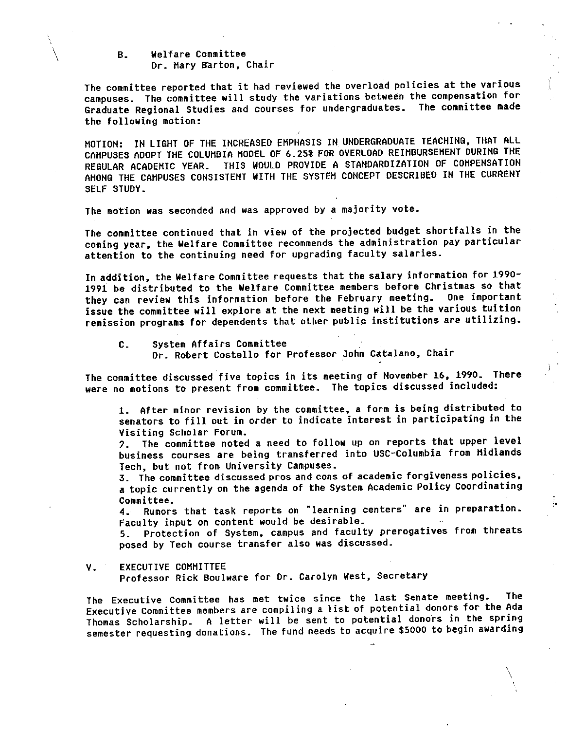B. Welfare Committee
Dr. Mary Barton, Chair

The committee reported that it had reviewed the overload policies at the various campuses. The committee will study the variations between the compensation for Graduate Regional Studies and courses for undergraduates. The committee made the following motion:

MOTION: IN LIGHT OF THE INCREASED EMPHASIS IN UNDERGRADUATE TEACHING, THAT ALL CAMPUSES ADOPT THE COLUMBIA MODEL OF 6.25% FOR OVERLOAD REIMBURSEMENT DURING THE REGULAR ACADEMIC YEAR. THIS WOULD PROVIDE A STANDARDIZATION OF COMPENSATION AMONG THE CAMPUSES CONSISTENT WITH THE SYSTEM CONCEPT DESCRIBED IN THE CURRENT SELF STUDY.

The motion was seconded and was approved by a majority vote.

The committee continued that in view of the projected budget shortfalls in the coming year, the Welfare Committee recommends the administration pay particular attention to the continuing need for upgrading faculty salaries.

In addition, the Welfare Committee requests that the salary information for 1990-1991 be distributed to the Welfare Committee members before Christmas so that they can review this information before the February meeting. One important issue the committee will explore at the next meeting will be the various tuition remission programs for dependents that other public institutions are utilizing.

C. System Affairs Committee
Dr. Robert Costello for Professor John Catalano, Chair

The committee discussed five topics in its meeting of November 16, 1990. There were no motions to present from committee. The topics discussed included:

1. After minor revision by the committee, a form is being distributed to senators to fill out in order to indicate interest in participating in the Visiting Scholar Forum.
2. The committee noted a need to follow up on reports that upper level business courses are being transferred into USC-Columbia from Midlands Tech, but not from University Campuses.
3. The committee discussed pros and cons of academic forgiveness policies, a topic currently on the agenda of the System Academic Policy Coordinating Committee.
4. Rumors that task reports on "learning centers" are in preparation. Faculty input on content would be desirable.
5. Protection of System, campus and faculty prerogatives from threats posed by Tech course transfer also was discussed.

V. EXECUTIVE COMMITTEE
Professor Rick Boulware for Dr. Carolyn West, Secretary

The Executive Committee has met twice since the last Senate meeting. The Executive Committee members are compiling a list of potential donors for the Ada Thomas Scholarship. A letter will be sent to potential donors in the spring semester requesting donations. The fund needs to acquire $5000 to begin awarding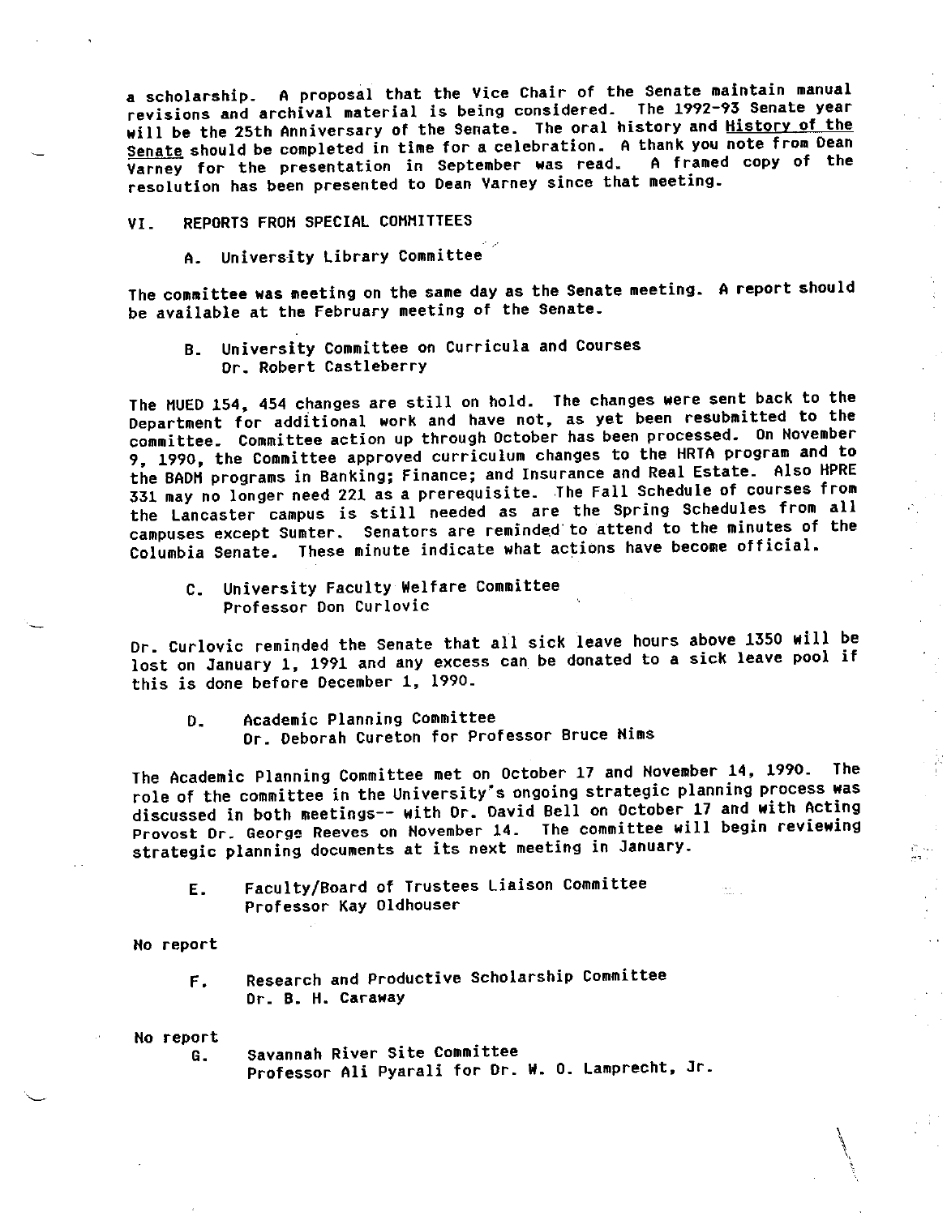a scholarship. A proposal that the Vice Chair of the Senate maintain manual revisions and archival material is being considered. The 1992-93 Senate year will be the 25th Anniversary of the Senate. The oral history and History of the Senate should be completed in time for a celebration. A thank you note from Dean Varney for the presentation in September was read. A framed copy of the resolution has been presented to Dean Varney since that meeting.

## VI. REPORTS FROM SPECIAL COMMITTEES

### A. University Library Committee

The committee was meeting on the same day as the Senate meeting. A report should be available at the February meeting of the Senate.

### B. University Committee on Curricula and Courses
Dr. Robert Castleberry

The MUED 154, 454 changes are still on hold. The changes were sent back to the Department for additional work and have not, as yet been resubmitted to the committee. Committee action up through October has been processed. On November 9, 1990, the Committee approved curriculum changes to the HRTA program and to the BADM programs in Banking; Finance; and Insurance and Real Estate. Also HPRE 331 may no longer need 221 as a prerequisite. The Fall Schedule of courses from the Lancaster campus is still needed as are the Spring Schedules from all campuses except Sumter. Senators are reminded to attend to the minutes of the Columbia Senate. These minute indicate what actions have become official.

### C. University Faculty Welfare Committee
Professor Don Curlovic

Dr. Curlovic reminded the Senate that all sick leave hours above 1350 will be lost on January 1, 1991 and any excess can be donated to a sick leave pool if this is done before December 1, 1990.

### D. Academic Planning Committee
Dr. Deborah Cureton for Professor Bruce Nims

The Academic Planning Committee met on October 17 and November 14, 1990. The role of the committee in the University's ongoing strategic planning process was discussed in both meetings-- with Dr. David Bell on October 17 and with Acting Provost Dr. George Reeves on November 14. The committee will begin reviewing strategic planning documents at its next meeting in January.

### E. Faculty/Board of Trustees Liaison Committee
Professor Kay Oldhouser

No report

### F. Research and Productive Scholarship Committee
Dr. B. H. Caraway

No report

### G. Savannah River Site Committee
Professor Ali Pyarali for Dr. W. O. Lamprecht, Jr.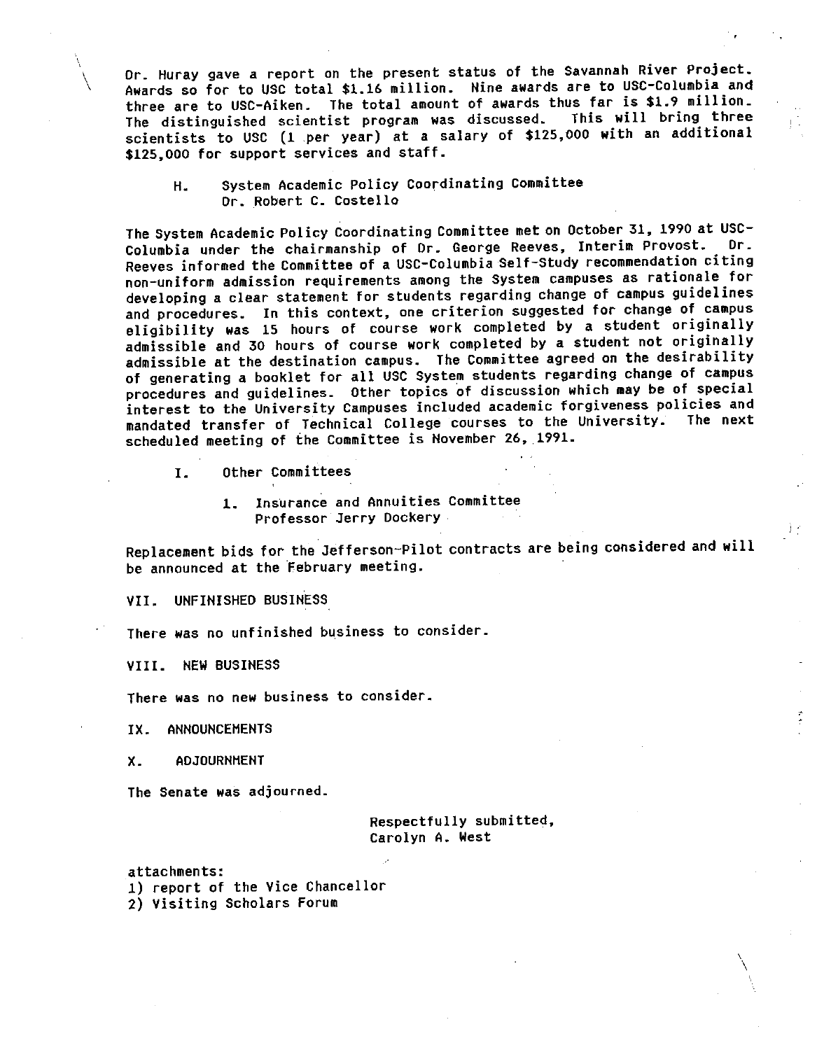Dr. Huray gave a report on the present status of the Savannah River Project. Awards so for to USC total $1.16 million. Nine awards are to USC-Columbia and three are to USC-Aiken. The total amount of awards thus far is $1.9 million. The distinguished scientist program was discussed. This will bring three scientists to USC (1 per year) at a salary of $125,000 with an additional $125,000 for support services and staff.

H. System Academic Policy Coordinating Committee
Dr. Robert C. Costello

The System Academic Policy Coordinating Committee met on October 31, 1990 at USC-Columbia under the chairmanship of Dr. George Reeves, Interim Provost. Dr. Reeves informed the Committee of a USC-Columbia Self-Study recommendation citing non-uniform admission requirements among the System campuses as rationale for developing a clear statement for students regarding change of campus guidelines and procedures. In this context, one criterion suggested for change of campus eligibility was 15 hours of course work completed by a student originally admissible and 30 hours of course work completed by a student not originally admissible at the destination campus. The Committee agreed on the desirability of generating a booklet for all USC System students regarding change of campus procedures and guidelines. Other topics of discussion which may be of special interest to the University Campuses included academic forgiveness policies and mandated transfer of Technical College courses to the University. The next scheduled meeting of the Committee is November 26, 1991.

I. Other Committees

1. Insurance and Annuities Committee
Professor Jerry Dockery

Replacement bids for the Jefferson-Pilot contracts are being considered and will be announced at the February meeting.

VII. UNFINISHED BUSINESS

There was no unfinished business to consider.

VIII. NEW BUSINESS

There was no new business to consider.

IX. ANNOUNCEMENTS

X. ADJOURNMENT

The Senate was adjourned.

Respectfully submitted,
Carolyn A. West

attachments:
1) report of the Vice Chancellor
2) Visiting Scholars Forum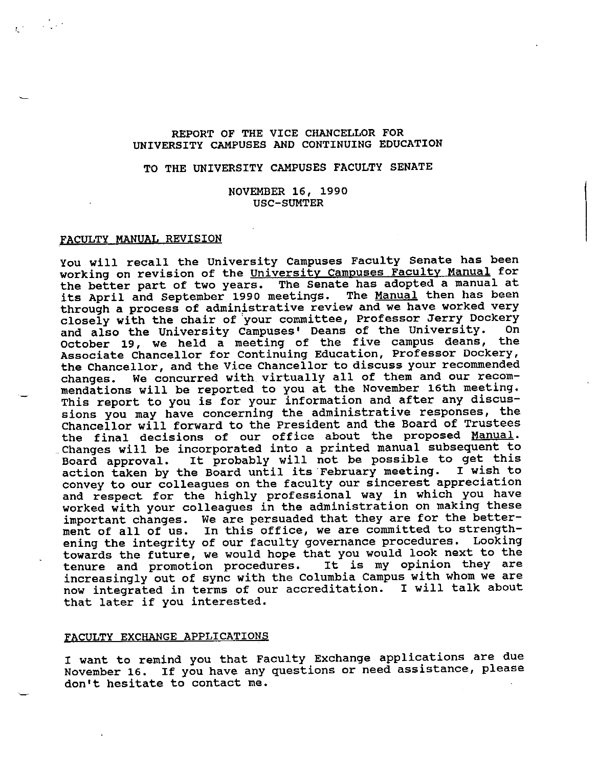REPORT OF THE VICE CHANCELLOR FOR
UNIVERSITY CAMPUSES AND CONTINUING EDUCATION

TO THE UNIVERSITY CAMPUSES FACULTY SENATE

NOVEMBER 16, 1990
USC-SUMTER

## FACULTY MANUAL REVISION

You will recall the University Campuses Faculty Senate has been working on revision of the University Campuses Faculty Manual for the better part of two years. The Senate has adopted a manual at its April and September 1990 meetings. The Manual then has been through a process of administrative review and we have worked very closely with the chair of your committee, Professor Jerry Dockery and also the University Campuses' Deans of the University. On October 19, we held a meeting of the five campus deans, the Associate Chancellor for Continuing Education, Professor Dockery, the Chancellor, and the Vice Chancellor to discuss your recommended changes. We concurred with virtually all of them and our recommendations will be reported to you at the November 16th meeting. This report to you is for your information and after any discussions you may have concerning the administrative responses, the Chancellor will forward to the President and the Board of Trustees the final decisions of our office about the proposed Manual. Changes will be incorporated into a printed manual subsequent to Board approval. It probably will not be possible to get this action taken by the Board until its February meeting. I wish to convey to our colleagues on the faculty our sincerest appreciation and respect for the highly professional way in which you have worked with your colleagues in the administration on making these important changes. We are persuaded that they are for the betterment of all of us. In this office, we are committed to strengthening the integrity of our faculty governance procedures. Looking towards the future, we would hope that you would look next to the tenure and promotion procedures. It is my opinion they are increasingly out of sync with the Columbia Campus with whom we are now integrated in terms of our accreditation. I will talk about that later if you interested.

## FACULTY EXCHANGE APPLICATIONS

I want to remind you that Faculty Exchange applications are due November 16. If you have any questions or need assistance, please don't hesitate to contact me.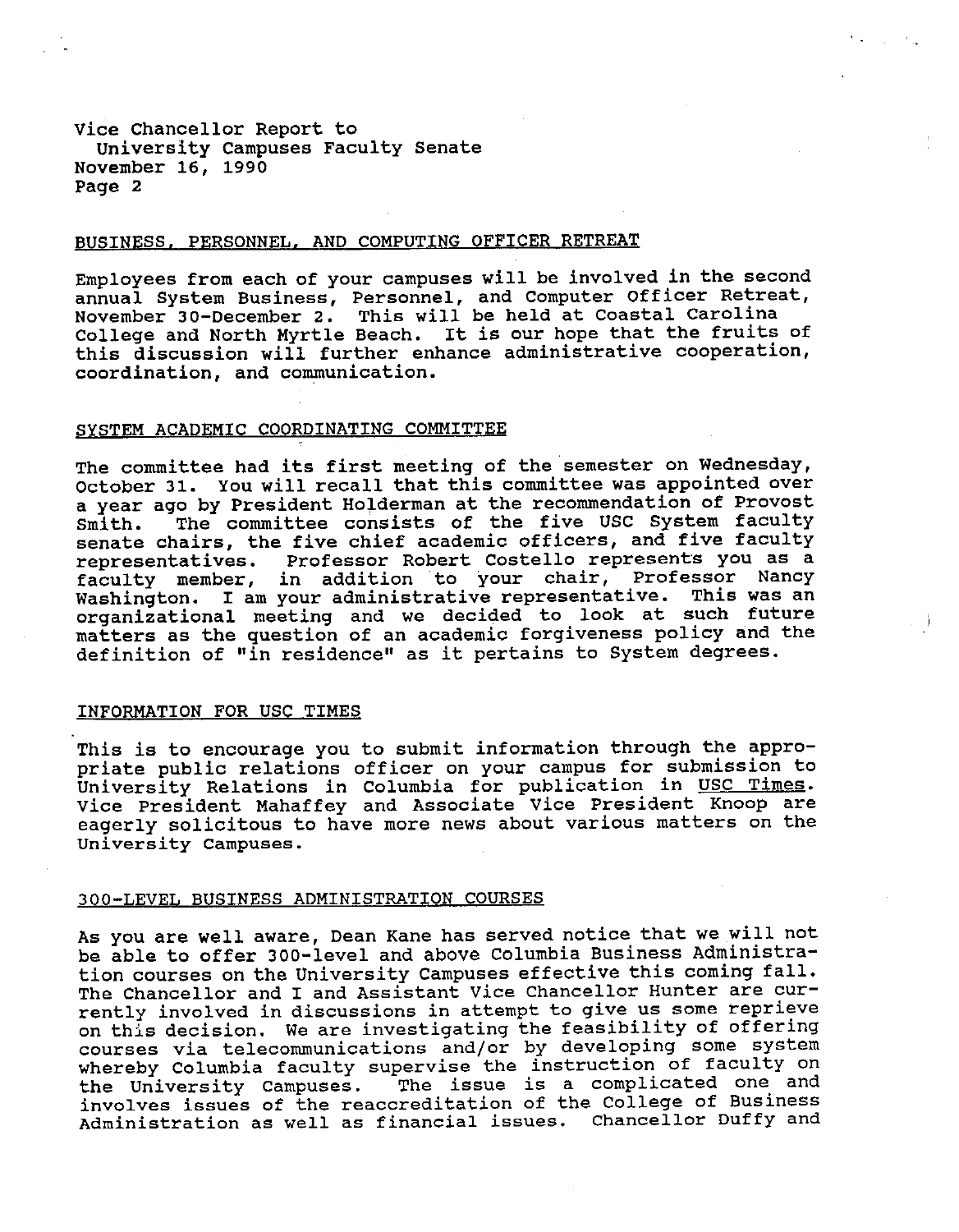## BUSINESS, PERSONNEL, AND COMPUTING OFFICER RETREAT

Employees from each of your campuses will be involved in the second annual System Business, Personnel, and Computer Officer Retreat, November 30-December 2. This will be held at Coastal Carolina College and North Myrtle Beach. It is our hope that the fruits of this discussion will further enhance administrative cooperation, coordination, and communication.

## SYSTEM ACADEMIC COORDINATING COMMITTEE

The committee had its first meeting of the semester on Wednesday, October 31. You will recall that this committee was appointed over a year ago by President Holderman at the recommendation of Provost Smith. The committee consists of the five USC System faculty senate chairs, the five chief academic officers, and five faculty representatives. Professor Robert Costello represents you as a faculty member, in addition to your chair, Professor Nancy Washington. I am your administrative representative. This was an organizational meeting and we decided to look at such future matters as the question of an academic forgiveness policy and the definition of "in residence" as it pertains to System degrees.

## INFORMATION FOR USC TIMES

This is to encourage you to submit information through the appropriate public relations officer on your campus for submission to University Relations in Columbia for publication in USC Times. Vice President Mahaffey and Associate Vice President Knoop are eagerly solicitous to have more news about various matters on the University Campuses.

## 300-LEVEL BUSINESS ADMINISTRATION COURSES

As you are well aware, Dean Kane has served notice that we will not be able to offer 300-level and above Columbia Business Administration courses on the University Campuses effective this coming fall. The Chancellor and I and Assistant Vice Chancellor Hunter are currently involved in discussions in attempt to give us some reprieve on this decision. We are investigating the feasibility of offering courses via telecommunications and/or by developing some system whereby Columbia faculty supervise the instruction of faculty on the University Campuses. The issue is a complicated one and involves issues of the reaccreditation of the College of Business Administration as well as financial issues. Chancellor Duffy and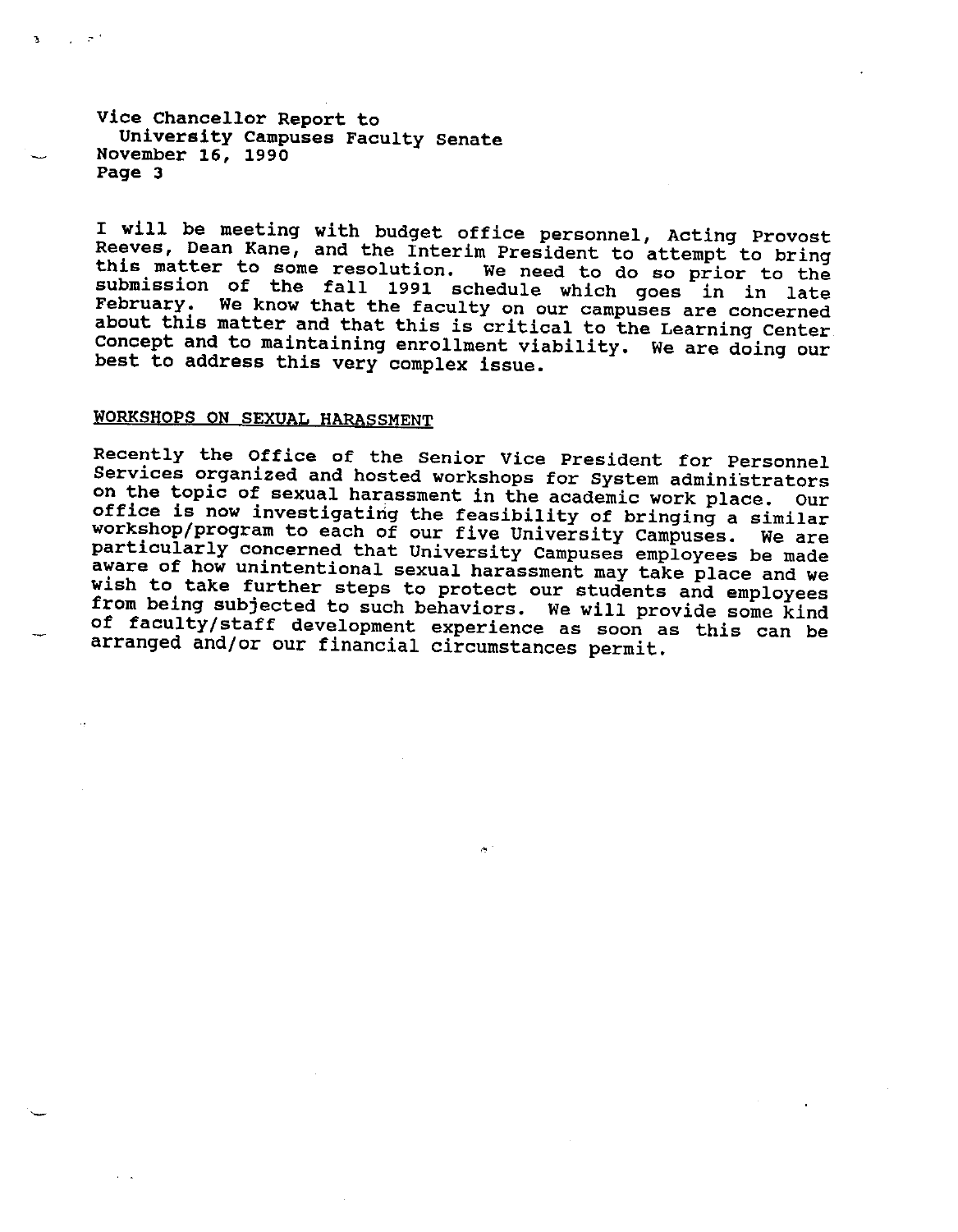I will be meeting with budget office personnel, Acting Provost Reeves, Dean Kane, and the Interim President to attempt to bring this matter to some resolution. We need to do so prior to the submission of the fall 1991 schedule which goes in in late February. We know that the faculty on our campuses are concerned about this matter and that this is critical to the Learning Center Concept and to maintaining enrollment viability. We are doing our best to address this very complex issue.

## WORKSHOPS ON SEXUAL HARASSMENT

Recently the Office of the Senior Vice President for Personnel Services organized and hosted workshops for System administrators on the topic of sexual harassment in the academic work place. Our office is now investigating the feasibility of bringing a similar workshop/program to each of our five University Campuses. We are particularly concerned that University Campuses employees be made aware of how unintentional sexual harassment may take place and we wish to take further steps to protect our students and employees from being subjected to such behaviors. We will provide some kind of faculty/staff development experience as soon as this can be arranged and/or our financial circumstances permit.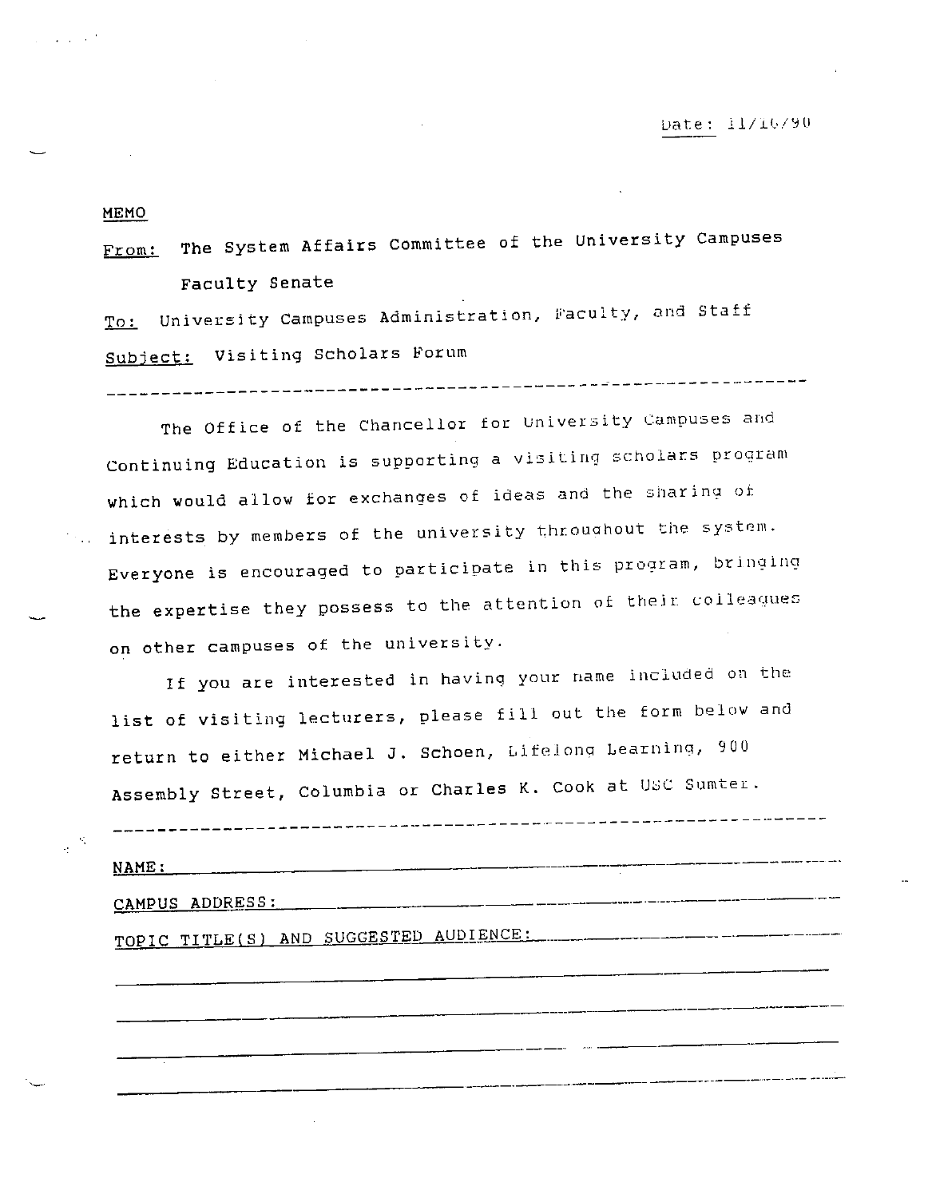Date: 11/16/90

MEMO

From: The System Affairs Committee of the University Campuses Faculty Senate

To: University Campuses Administration, Faculty, and Staff

Subject: Visiting Scholars Forum

---

The Office of the Chancellor for University Campuses and Continuing Education is supporting a visiting scholars program which would allow for exchanges of ideas and the sharing of interests by members of the university throughout the system. Everyone is encouraged to participate in this program, bringing the expertise they possess to the attention of their colleagues on other campuses of the university.

If you are interested in having your name included on the list of visiting lecturers, please fill out the form below and return to either Michael J. Schoen, Lifelong Learning, 900 Assembly Street, Columbia or Charles K. Cook at USC Sumter.

---

NAME: ______________________________

CAMPUS ADDRESS: ______________________________

TOPIC TITLE(S) AND SUGGESTED AUDIENCE: ______________________________

______________________________

______________________________

______________________________

______________________________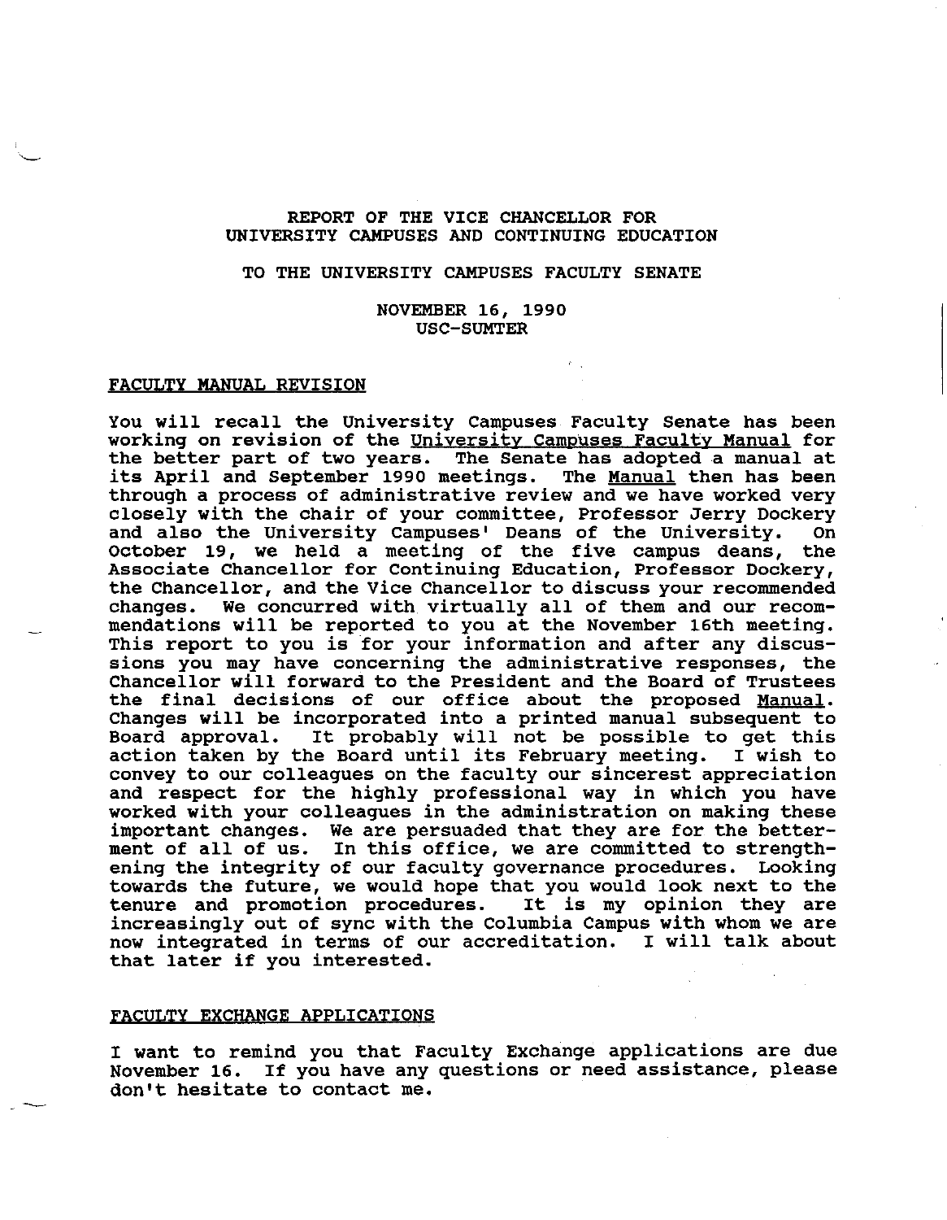REPORT OF THE VICE CHANCELLOR FOR UNIVERSITY CAMPUSES AND CONTINUING EDUCATION

TO THE UNIVERSITY CAMPUSES FACULTY SENATE

NOVEMBER 16, 1990
USC-SUMTER

## FACULTY MANUAL REVISION

You will recall the University Campuses Faculty Senate has been working on revision of the University Campuses Faculty Manual for the better part of two years. The Senate has adopted a manual at its April and September 1990 meetings. The Manual then has been through a process of administrative review and we have worked very closely with the chair of your committee, Professor Jerry Dockery and also the University Campuses' Deans of the University. On October 19, we held a meeting of the five campus deans, the Associate Chancellor for Continuing Education, Professor Dockery, the Chancellor, and the Vice Chancellor to discuss your recommended changes. We concurred with virtually all of them and our recommendations will be reported to you at the November 16th meeting. This report to you is for your information and after any discussions you may have concerning the administrative responses, the Chancellor will forward to the President and the Board of Trustees the final decisions of our office about the proposed Manual. Changes will be incorporated into a printed manual subsequent to Board approval. It probably will not be possible to get this action taken by the Board until its February meeting. I wish to convey to our colleagues on the faculty our sincerest appreciation and respect for the highly professional way in which you have worked with your colleagues in the administration on making these important changes. We are persuaded that they are for the betterment of all of us. In this office, we are committed to strengthening the integrity of our faculty governance procedures. Looking towards the future, we would hope that you would look next to the tenure and promotion procedures. It is my opinion they are increasingly out of sync with the Columbia Campus with whom we are now integrated in terms of our accreditation. I will talk about that later if you interested.

## FACULTY EXCHANGE APPLICATIONS

I want to remind you that Faculty Exchange applications are due November 16. If you have any questions or need assistance, please don't hesitate to contact me.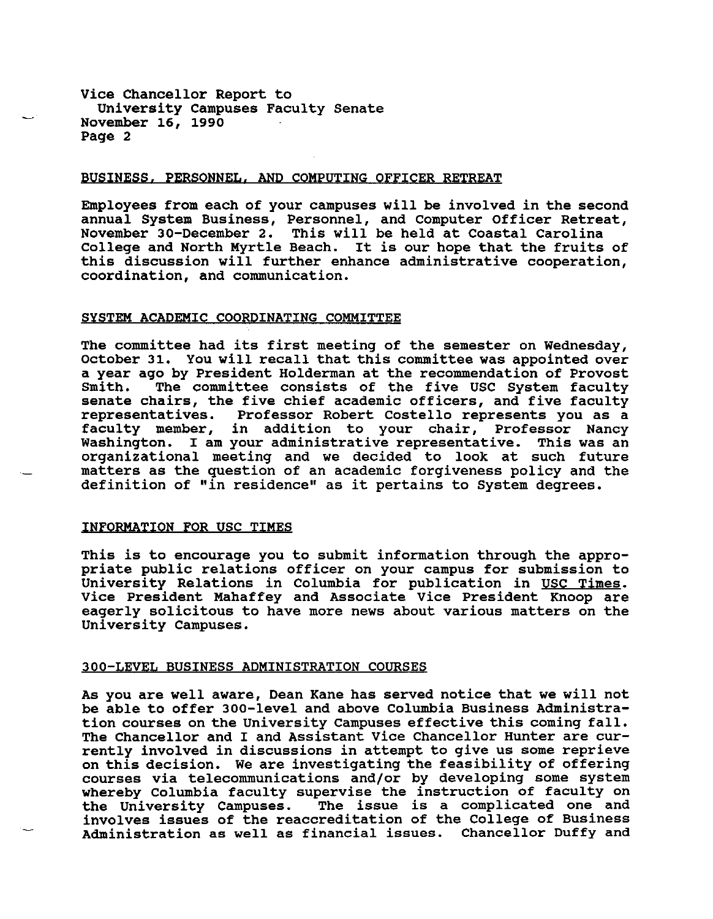## BUSINESS, PERSONNEL, AND COMPUTING OFFICER RETREAT

Employees from each of your campuses will be involved in the second annual System Business, Personnel, and Computer Officer Retreat, November 30-December 2. This will be held at Coastal Carolina College and North Myrtle Beach. It is our hope that the fruits of this discussion will further enhance administrative cooperation, coordination, and communication.

## SYSTEM ACADEMIC COORDINATING COMMITTEE

The committee had its first meeting of the semester on Wednesday, October 31. You will recall that this committee was appointed over a year ago by President Holderman at the recommendation of Provost Smith. The committee consists of the five USC System faculty senate chairs, the five chief academic officers, and five faculty representatives. Professor Robert Costello represents you as a faculty member, in addition to your chair, Professor Nancy Washington. I am your administrative representative. This was an organizational meeting and we decided to look at such future matters as the question of an academic forgiveness policy and the definition of "in residence" as it pertains to System degrees.

## INFORMATION FOR USC TIMES

This is to encourage you to submit information through the appropriate public relations officer on your campus for submission to University Relations in Columbia for publication in USC Times. Vice President Mahaffey and Associate Vice President Knoop are eagerly solicitous to have more news about various matters on the University Campuses.

## 300-LEVEL BUSINESS ADMINISTRATION COURSES

As you are well aware, Dean Kane has served notice that we will not be able to offer 300-level and above Columbia Business Administration courses on the University Campuses effective this coming fall. The Chancellor and I and Assistant Vice Chancellor Hunter are currently involved in discussions in attempt to give us some reprieve on this decision. We are investigating the feasibility of offering courses via telecommunications and/or by developing some system whereby Columbia faculty supervise the instruction of faculty on the University Campuses. The issue is a complicated one and involves issues of the reaccreditation of the College of Business Administration as well as financial issues. Chancellor Duffy and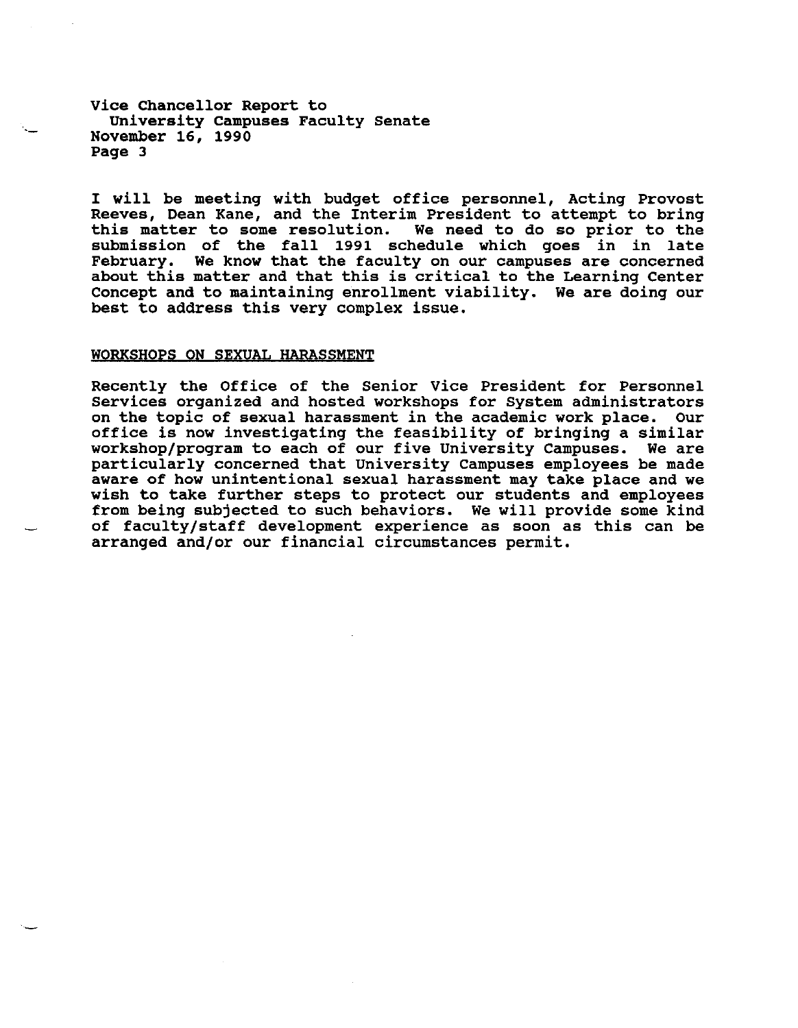I will be meeting with budget office personnel, Acting Provost Reeves, Dean Kane, and the Interim President to attempt to bring this matter to some resolution. We need to do so prior to the submission of the fall 1991 schedule which goes in in late February. We know that the faculty on our campuses are concerned about this matter and that this is critical to the Learning Center Concept and to maintaining enrollment viability. We are doing our best to address this very complex issue.

## WORKSHOPS ON SEXUAL HARASSMENT

Recently the Office of the Senior Vice President for Personnel Services organized and hosted workshops for System administrators on the topic of sexual harassment in the academic work place. Our office is now investigating the feasibility of bringing a similar workshop/program to each of our five University Campuses. We are particularly concerned that University Campuses employees be made aware of how unintentional sexual harassment may take place and we wish to take further steps to protect our students and employees from being subjected to such behaviors. We will provide some kind of faculty/staff development experience as soon as this can be arranged and/or our financial circumstances permit.